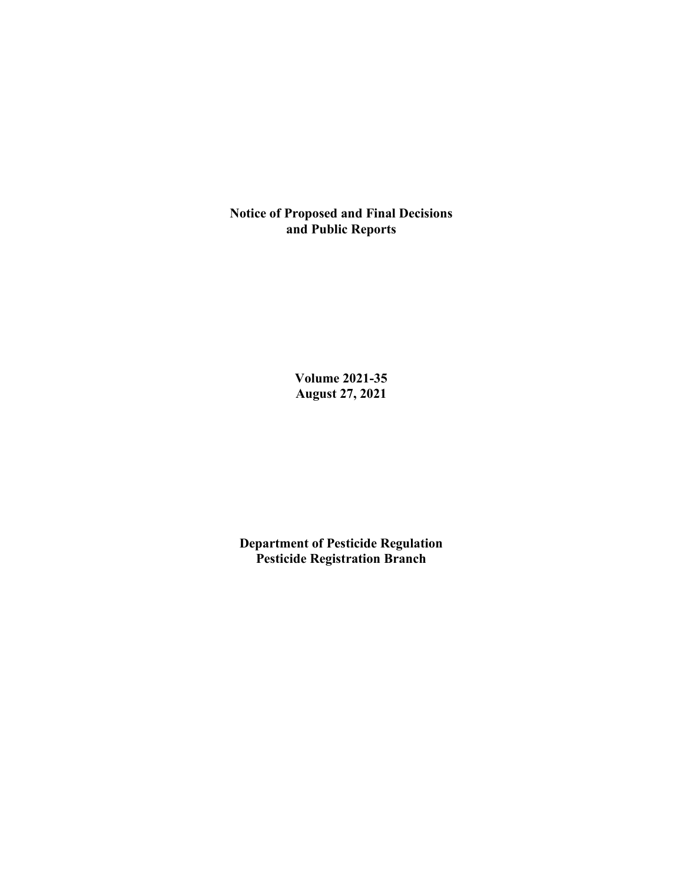# Notice of Proposed and Final Decisions and Public Reports

**Volume 2021-35**
**August 27, 2021**

**Department of Pesticide Regulation**
**Pesticide Registration Branch**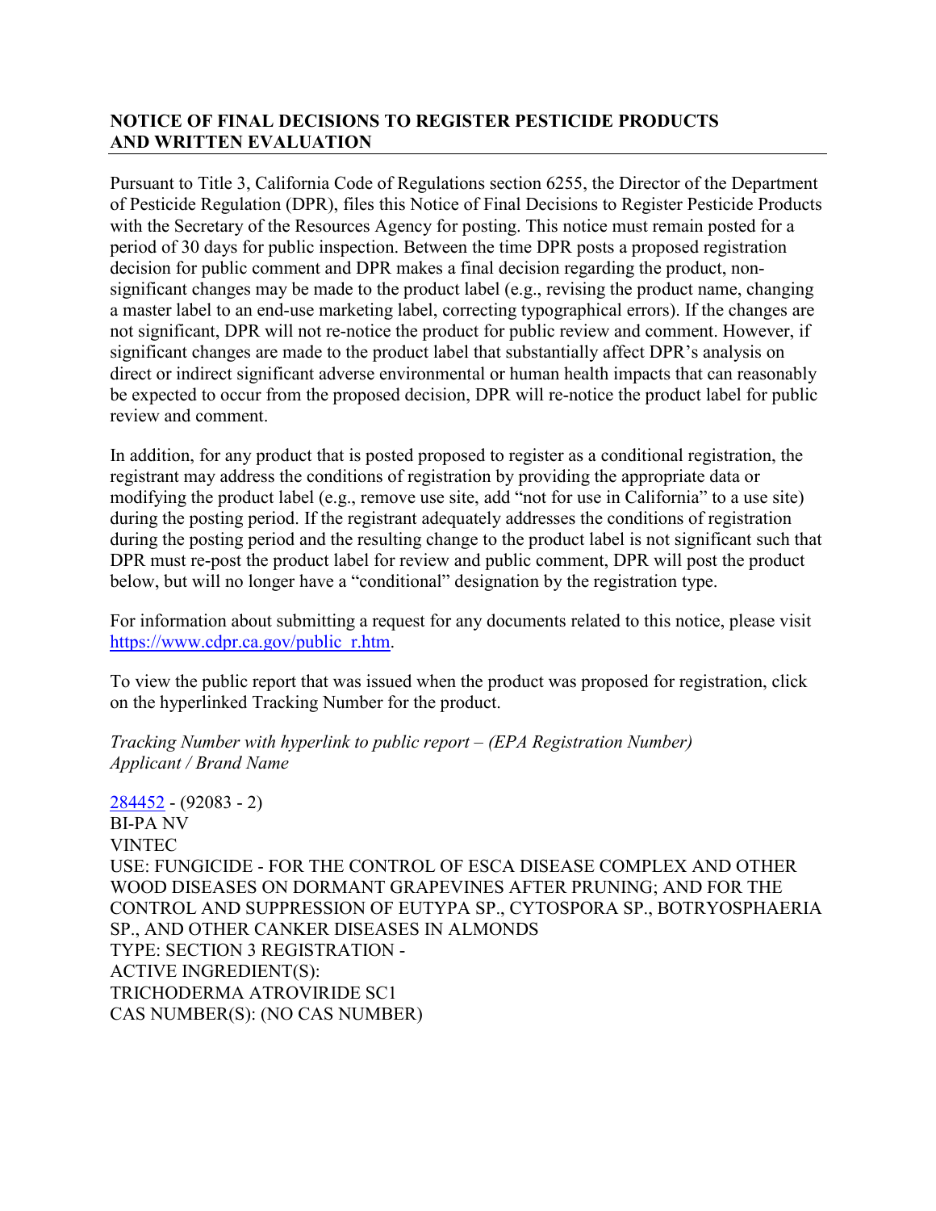## NOTICE OF FINAL DECISIONS TO REGISTER PESTICIDE PRODUCTS AND WRITTEN EVALUATION

Pursuant to Title 3, California Code of Regulations section 6255, the Director of the Department of Pesticide Regulation (DPR), files this Notice of Final Decisions to Register Pesticide Products with the Secretary of the Resources Agency for posting. This notice must remain posted for a period of 30 days for public inspection. Between the time DPR posts a proposed registration decision for public comment and DPR makes a final decision regarding the product, non-significant changes may be made to the product label (e.g., revising the product name, changing a master label to an end-use marketing label, correcting typographical errors). If the changes are not significant, DPR will not re-notice the product for public review and comment. However, if significant changes are made to the product label that substantially affect DPR's analysis on direct or indirect significant adverse environmental or human health impacts that can reasonably be expected to occur from the proposed decision, DPR will re-notice the product label for public review and comment.

In addition, for any product that is posted proposed to register as a conditional registration, the registrant may address the conditions of registration by providing the appropriate data or modifying the product label (e.g., remove use site, add "not for use in California" to a use site) during the posting period. If the registrant adequately addresses the conditions of registration during the posting period and the resulting change to the product label is not significant such that DPR must re-post the product label for review and public comment, DPR will post the product below, but will no longer have a "conditional" designation by the registration type.

For information about submitting a request for any documents related to this notice, please visit https://www.cdpr.ca.gov/public_r.htm.

To view the public report that was issued when the product was proposed for registration, click on the hyperlinked Tracking Number for the product.

*Tracking Number with hyperlink to public report – (EPA Registration Number)*
*Applicant / Brand Name*

284452 - (92083 - 2)
BI-PA NV
VINTEC
USE: FUNGICIDE - FOR THE CONTROL OF ESCA DISEASE COMPLEX AND OTHER WOOD DISEASES ON DORMANT GRAPEVINES AFTER PRUNING; AND FOR THE CONTROL AND SUPPRESSION OF EUTYPA SP., CYTOSPORA SP., BOTRYOSPHAERIA SP., AND OTHER CANKER DISEASES IN ALMONDS
TYPE: SECTION 3 REGISTRATION -
ACTIVE INGREDIENT(S):
TRICHODERMA ATROVIRIDE SC1
CAS NUMBER(S): (NO CAS NUMBER)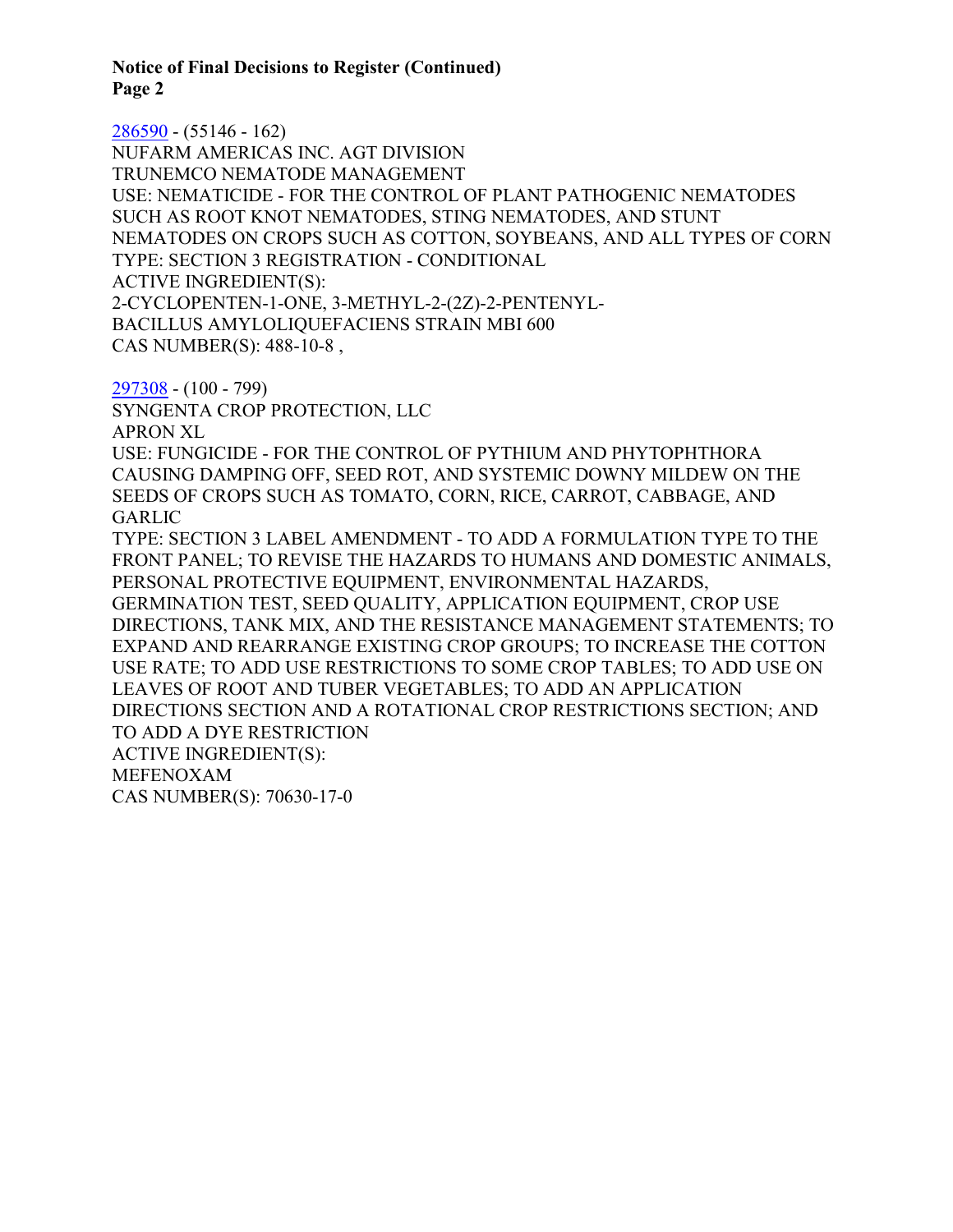**Notice of Final Decisions to Register (Continued)**

[286590](286590) - (55146 - 162)
NUFARM AMERICAS INC. AGT DIVISION
TRUNEMCO NEMATODE MANAGEMENT
USE: NEMATICIDE - FOR THE CONTROL OF PLANT PATHOGENIC NEMATODES SUCH AS ROOT KNOT NEMATODES, STING NEMATODES, AND STUNT NEMATODES ON CROPS SUCH AS COTTON, SOYBEANS, AND ALL TYPES OF CORN
TYPE: SECTION 3 REGISTRATION - CONDITIONAL
ACTIVE INGREDIENT(S):
2-CYCLOPENTEN-1-ONE, 3-METHYL-2-(2Z)-2-PENTENYL-
BACILLUS AMYLOLIQUEFACIENS STRAIN MBI 600
CAS NUMBER(S): 488-10-8 ,

[297308](297308) - (100 - 799)
SYNGENTA CROP PROTECTION, LLC
APRON XL
USE: FUNGICIDE - FOR THE CONTROL OF PYTHIUM AND PHYTOPHTHORA CAUSING DAMPING OFF, SEED ROT, AND SYSTEMIC DOWNY MILDEW ON THE SEEDS OF CROPS SUCH AS TOMATO, CORN, RICE, CARROT, CABBAGE, AND GARLIC
TYPE: SECTION 3 LABEL AMENDMENT - TO ADD A FORMULATION TYPE TO THE FRONT PANEL; TO REVISE THE HAZARDS TO HUMANS AND DOMESTIC ANIMALS, PERSONAL PROTECTIVE EQUIPMENT, ENVIRONMENTAL HAZARDS, GERMINATION TEST, SEED QUALITY, APPLICATION EQUIPMENT, CROP USE DIRECTIONS, TANK MIX, AND THE RESISTANCE MANAGEMENT STATEMENTS; TO EXPAND AND REARRANGE EXISTING CROP GROUPS; TO INCREASE THE COTTON USE RATE; TO ADD USE RESTRICTIONS TO SOME CROP TABLES; TO ADD USE ON LEAVES OF ROOT AND TUBER VEGETABLES; TO ADD AN APPLICATION DIRECTIONS SECTION AND A ROTATIONAL CROP RESTRICTIONS SECTION; AND TO ADD A DYE RESTRICTION
ACTIVE INGREDIENT(S):
MEFENOXAM
CAS NUMBER(S): 70630-17-0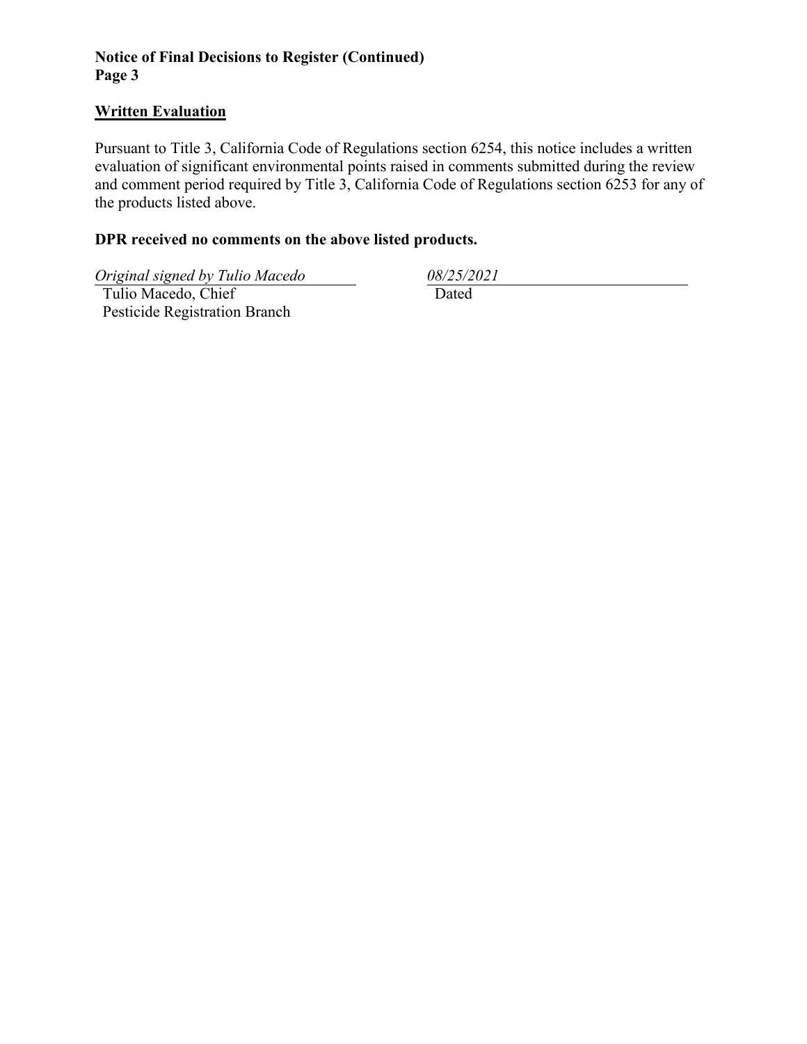## Written Evaluation

Pursuant to Title 3, California Code of Regulations section 6254, this notice includes a written evaluation of significant environmental points raised in comments submitted during the review and comment period required by Title 3, California Code of Regulations section 6253 for any of the products listed above.

**DPR received no comments on the above listed products.**

*Original signed by Tulio Macedo*
Tulio Macedo, Chief
Pesticide Registration Branch

*08/25/2021*
Dated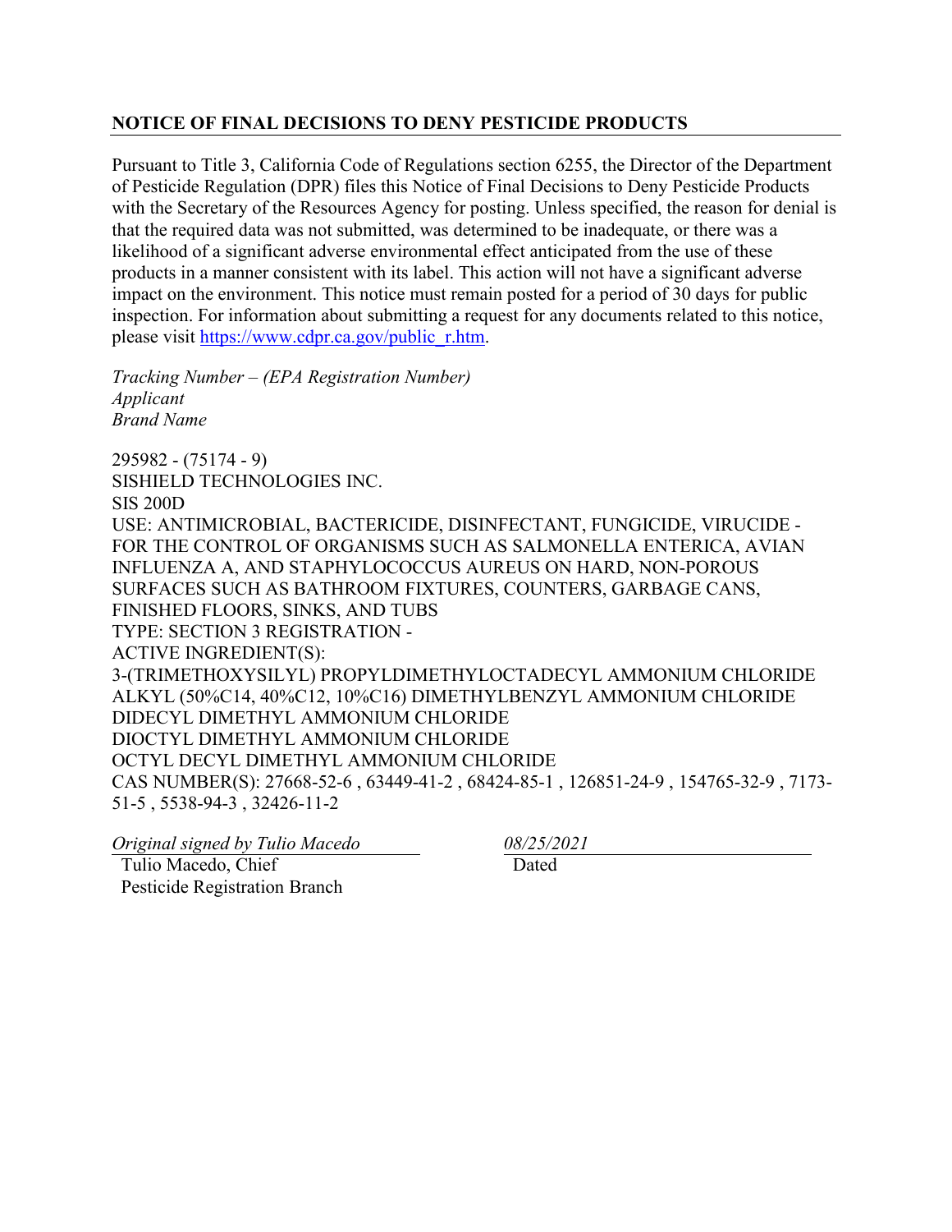## NOTICE OF FINAL DECISIONS TO DENY PESTICIDE PRODUCTS

Pursuant to Title 3, California Code of Regulations section 6255, the Director of the Department of Pesticide Regulation (DPR) files this Notice of Final Decisions to Deny Pesticide Products with the Secretary of the Resources Agency for posting. Unless specified, the reason for denial is that the required data was not submitted, was determined to be inadequate, or there was a likelihood of a significant adverse environmental effect anticipated from the use of these products in a manner consistent with its label. This action will not have a significant adverse impact on the environment. This notice must remain posted for a period of 30 days for public inspection. For information about submitting a request for any documents related to this notice, please visit [https://www.cdpr.ca.gov/public_r.htm](https://www.cdpr.ca.gov/public_r.htm).

*Tracking Number – (EPA Registration Number)*
*Applicant*
*Brand Name*

295982 - (75174 - 9)
SISHIELD TECHNOLOGIES INC.
SIS 200D
USE: ANTIMICROBIAL, BACTERICIDE, DISINFECTANT, FUNGICIDE, VIRUCIDE - FOR THE CONTROL OF ORGANISMS SUCH AS SALMONELLA ENTERICA, AVIAN INFLUENZA A, AND STAPHYLOCOCCUS AUREUS ON HARD, NON-POROUS SURFACES SUCH AS BATHROOM FIXTURES, COUNTERS, GARBAGE CANS, FINISHED FLOORS, SINKS, AND TUBS
TYPE: SECTION 3 REGISTRATION -
ACTIVE INGREDIENT(S):
3-(TRIMETHOXYSILYL) PROPYLDIMETHYLOCTADECYL AMMONIUM CHLORIDE
ALKYL (50%C14, 40%C12, 10%C16) DIMETHYLBENZYL AMMONIUM CHLORIDE
DIDECYL DIMETHYL AMMONIUM CHLORIDE
DIOCTYL DIMETHYL AMMONIUM CHLORIDE
OCTYL DECYL DIMETHYL AMMONIUM CHLORIDE
CAS NUMBER(S): 27668-52-6 , 63449-41-2 , 68424-85-1 , 126851-24-9 , 154765-32-9 , 7173-51-5 , 5538-94-3 , 32426-11-2

*Original signed by Tulio Macedo*
Tulio Macedo, Chief
Pesticide Registration Branch

*08/25/2021*
Dated